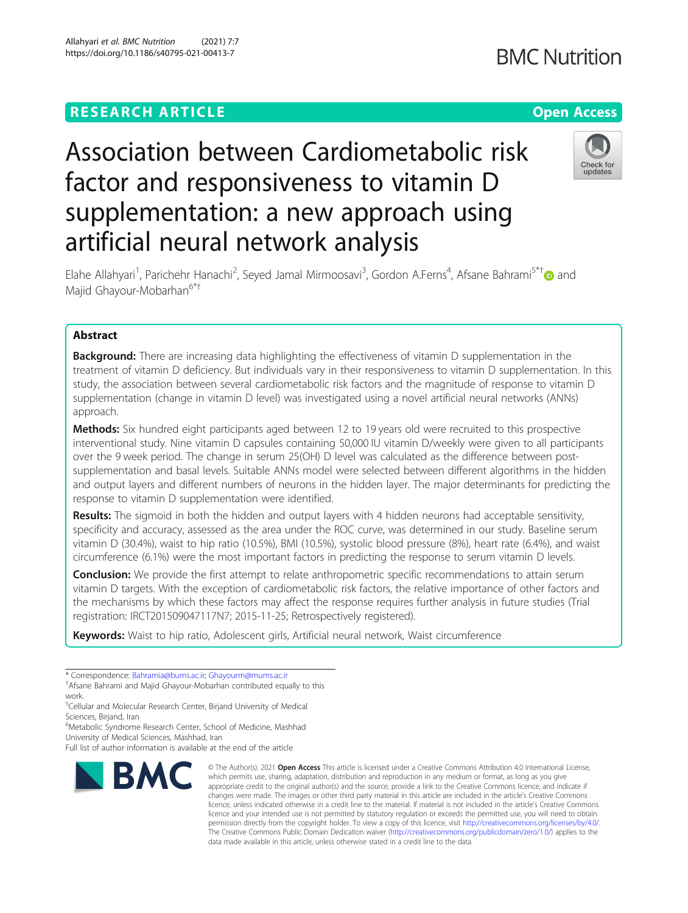RESEARCH ARTICLE

Open Access

# Association between Cardiometabolic risk factor and responsiveness to vitamin D supplementation: a new approach using artificial neural network analysis

Elahe Allahyari[1], Parichehr Hanachi[2], Seyed Jamal Mirmoosavi[3], Gordon A.Ferns[4], Afsane Bahrami[5*†] and Majid Ghayour-Mobarhan[6*†]

## Abstract

**Background:** There are increasing data highlighting the effectiveness of vitamin D supplementation in the treatment of vitamin D deficiency. But individuals vary in their responsiveness to vitamin D supplementation. In this study, the association between several cardiometabolic risk factors and the magnitude of response to vitamin D supplementation (change in vitamin D level) was investigated using a novel artificial neural networks (ANNs) approach.

**Methods:** Six hundred eight participants aged between 12 to 19 years old were recruited to this prospective interventional study. Nine vitamin D capsules containing 50,000 IU vitamin D/weekly were given to all participants over the 9 week period. The change in serum 25(OH) D level was calculated as the difference between post-supplementation and basal levels. Suitable ANNs model were selected between different algorithms in the hidden and output layers and different numbers of neurons in the hidden layer. The major determinants for predicting the response to vitamin D supplementation were identified.

**Results:** The sigmoid in both the hidden and output layers with 4 hidden neurons had acceptable sensitivity, specificity and accuracy, assessed as the area under the ROC curve, was determined in our study. Baseline serum vitamin D (30.4%), waist to hip ratio (10.5%), BMI (10.5%), systolic blood pressure (8%), heart rate (6.4%), and waist circumference (6.1%) were the most important factors in predicting the response to serum vitamin D levels.

**Conclusion:** We provide the first attempt to relate anthropometric specific recommendations to attain serum vitamin D targets. With the exception of cardiometabolic risk factors, the relative importance of other factors and the mechanisms by which these factors may affect the response requires further analysis in future studies (Trial registration: IRCT201509047117N7; 2015-11-25; Retrospectively registered).

**Keywords:** Waist to hip ratio, Adolescent girls, Artificial neural network, Waist circumference

\* Correspondence: Bahramia@bums.ac.ir; Ghayourm@mums.ac.ir
†Afsane Bahrami and Majid Ghayour-Mobarhan contributed equally to this work.
[5]Cellular and Molecular Research Center, Birjand University of Medical Sciences, Birjand, Iran
[6]Metabolic Syndrome Research Center, School of Medicine, Mashhad University of Medical Sciences, Mashhad, Iran
Full list of author information is available at the end of the article

© The Author(s). 2021 **Open Access** This article is licensed under a Creative Commons Attribution 4.0 International License, which permits use, sharing, adaptation, distribution and reproduction in any medium or format, as long as you give appropriate credit to the original author(s) and the source, provide a link to the Creative Commons licence, and indicate if changes were made. The images or other third party material in this article are included in the article's Creative Commons licence, unless indicated otherwise in a credit line to the material. If material is not included in the article's Creative Commons licence and your intended use is not permitted by statutory regulation or exceeds the permitted use, you will need to obtain permission directly from the copyright holder. To view a copy of this licence, visit http://creativecommons.org/licenses/by/4.0/. The Creative Commons Public Domain Dedication waiver (http://creativecommons.org/publicdomain/zero/1.0/) applies to the data made available in this article, unless otherwise stated in a credit line to the data.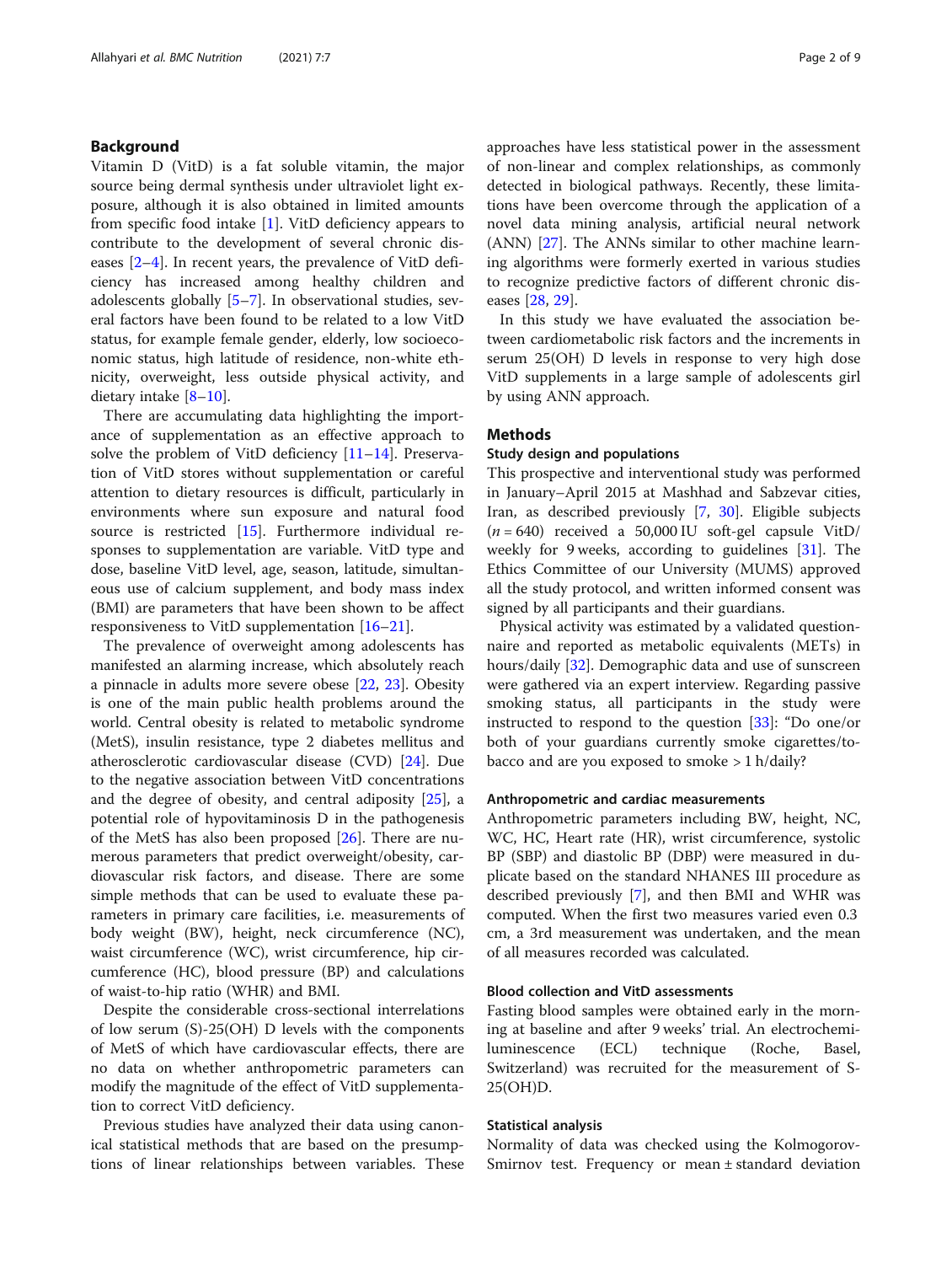## Background

Vitamin D (VitD) is a fat soluble vitamin, the major source being dermal synthesis under ultraviolet light exposure, although it is also obtained in limited amounts from specific food intake [1]. VitD deficiency appears to contribute to the development of several chronic diseases [2–4]. In recent years, the prevalence of VitD deficiency has increased among healthy children and adolescents globally [5–7]. In observational studies, several factors have been found to be related to a low VitD status, for example female gender, elderly, low socioeconomic status, high latitude of residence, non-white ethnicity, overweight, less outside physical activity, and dietary intake [8–10].

There are accumulating data highlighting the importance of supplementation as an effective approach to solve the problem of VitD deficiency [11–14]. Preservation of VitD stores without supplementation or careful attention to dietary resources is difficult, particularly in environments where sun exposure and natural food source is restricted [15]. Furthermore individual responses to supplementation are variable. VitD type and dose, baseline VitD level, age, season, latitude, simultaneous use of calcium supplement, and body mass index (BMI) are parameters that have been shown to be affect responsiveness to VitD supplementation [16–21].

The prevalence of overweight among adolescents has manifested an alarming increase, which absolutely reach a pinnacle in adults more severe obese [22, 23]. Obesity is one of the main public health problems around the world. Central obesity is related to metabolic syndrome (MetS), insulin resistance, type 2 diabetes mellitus and atherosclerotic cardiovascular disease (CVD) [24]. Due to the negative association between VitD concentrations and the degree of obesity, and central adiposity [25], a potential role of hypovitaminosis D in the pathogenesis of the MetS has also been proposed [26]. There are numerous parameters that predict overweight/obesity, cardiovascular risk factors, and disease. There are some simple methods that can be used to evaluate these parameters in primary care facilities, i.e. measurements of body weight (BW), height, neck circumference (NC), waist circumference (WC), wrist circumference, hip circumference (HC), blood pressure (BP) and calculations of waist-to-hip ratio (WHR) and BMI.

Despite the considerable cross-sectional interrelations of low serum (S)-25(OH) D levels with the components of MetS of which have cardiovascular effects, there are no data on whether anthropometric parameters can modify the magnitude of the effect of VitD supplementation to correct VitD deficiency.

Previous studies have analyzed their data using canonical statistical methods that are based on the presumptions of linear relationships between variables. These approaches have less statistical power in the assessment of non-linear and complex relationships, as commonly detected in biological pathways. Recently, these limitations have been overcome through the application of a novel data mining analysis, artificial neural network (ANN) [27]. The ANNs similar to other machine learning algorithms were formerly exerted in various studies to recognize predictive factors of different chronic diseases [28, 29].

In this study we have evaluated the association between cardiometabolic risk factors and the increments in serum 25(OH) D levels in response to very high dose VitD supplements in a large sample of adolescents girl by using ANN approach.

## Methods

### Study design and populations

This prospective and interventional study was performed in January–April 2015 at Mashhad and Sabzevar cities, Iran, as described previously [7, 30]. Eligible subjects ($n = 640$) received a 50,000 IU soft-gel capsule VitD/weekly for 9 weeks, according to guidelines [31]. The Ethics Committee of our University (MUMS) approved all the study protocol, and written informed consent was signed by all participants and their guardians.

Physical activity was estimated by a validated questionnaire and reported as metabolic equivalents (METs) in hours/daily [32]. Demographic data and use of sunscreen were gathered via an expert interview. Regarding passive smoking status, all participants in the study were instructed to respond to the question [33]: "Do one/or both of your guardians currently smoke cigarettes/tobacco and are you exposed to smoke > 1 h/daily?

### Anthropometric and cardiac measurements

Anthropometric parameters including BW, height, NC, WC, HC, Heart rate (HR), wrist circumference, systolic BP (SBP) and diastolic BP (DBP) were measured in duplicate based on the standard NHANES III procedure as described previously [7], and then BMI and WHR was computed. When the first two measures varied even 0.3 cm, a 3rd measurement was undertaken, and the mean of all measures recorded was calculated.

### Blood collection and VitD assessments

Fasting blood samples were obtained early in the morning at baseline and after 9 weeks' trial. An electrochemiluminescence (ECL) technique (Roche, Basel, Switzerland) was recruited for the measurement of S-25(OH)D.

### Statistical analysis

Normality of data was checked using the Kolmogorov-Smirnov test. Frequency or mean ± standard deviation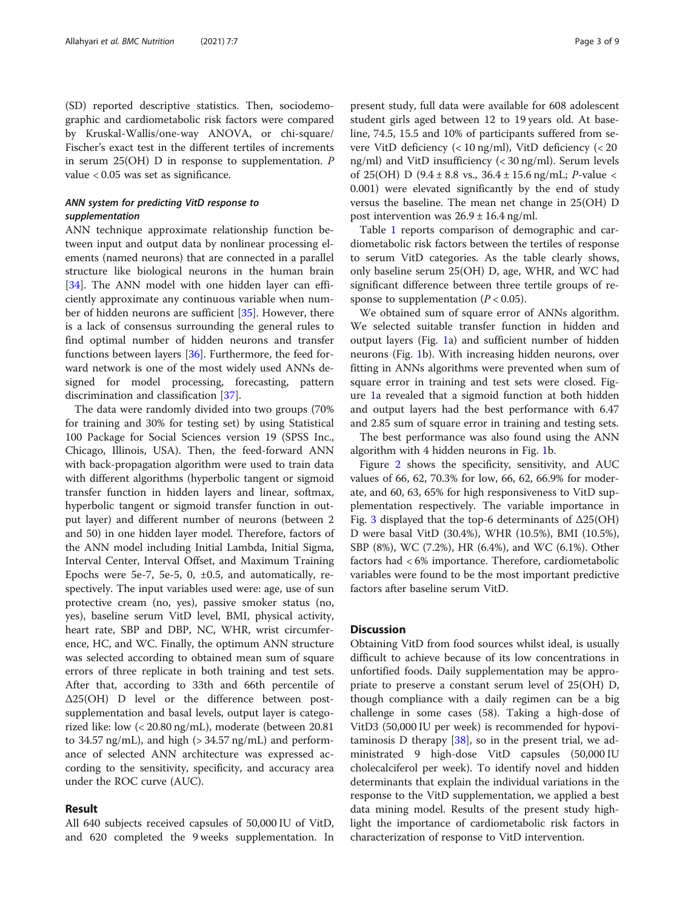(SD) reported descriptive statistics. Then, sociodemographic and cardiometabolic risk factors were compared by Kruskal-Wallis/one-way ANOVA, or chi-square/Fischer's exact test in the different tertiles of increments in serum 25(OH) D in response to supplementation. P value < 0.05 was set as significance.

### ANN system for predicting VitD response to supplementation

ANN technique approximate relationship function between input and output data by nonlinear processing elements (named neurons) that are connected in a parallel structure like biological neurons in the human brain [34]. The ANN model with one hidden layer can efficiently approximate any continuous variable when number of hidden neurons are sufficient [35]. However, there is a lack of consensus surrounding the general rules to find optimal number of hidden neurons and transfer functions between layers [36]. Furthermore, the feed forward network is one of the most widely used ANNs designed for model processing, forecasting, pattern discrimination and classification [37].

The data were randomly divided into two groups (70% for training and 30% for testing set) by using Statistical 100 Package for Social Sciences version 19 (SPSS Inc., Chicago, Illinois, USA). Then, the feed-forward ANN with back-propagation algorithm were used to train data with different algorithms (hyperbolic tangent or sigmoid transfer function in hidden layers and linear, softmax, hyperbolic tangent or sigmoid transfer function in output layer) and different number of neurons (between 2 and 50) in one hidden layer model. Therefore, factors of the ANN model including Initial Lambda, Initial Sigma, Interval Center, Interval Offset, and Maximum Training Epochs were 5e-7, 5e-5, 0, ±0.5, and automatically, respectively. The input variables used were: age, use of sun protective cream (no, yes), passive smoker status (no, yes), baseline serum VitD level, BMI, physical activity, heart rate, SBP and DBP, NC, WHR, wrist circumference, HC, and WC. Finally, the optimum ANN structure was selected according to obtained mean sum of square errors of three replicate in both training and test sets. After that, according to 33th and 66th percentile of Δ25(OH) D level or the difference between post-supplementation and basal levels, output layer is categorized like: low (< 20.80 ng/mL), moderate (between 20.81 to 34.57 ng/mL), and high (> 34.57 ng/mL) and performance of selected ANN architecture was expressed according to the sensitivity, specificity, and accuracy area under the ROC curve (AUC).

## Result

All 640 subjects received capsules of 50,000 IU of VitD, and 620 completed the 9 weeks supplementation. In present study, full data were available for 608 adolescent student girls aged between 12 to 19 years old. At baseline, 74.5, 15.5 and 10% of participants suffered from severe VitD deficiency (< 10 ng/ml), VitD deficiency (< 20 ng/ml) and VitD insufficiency (< 30 ng/ml). Serum levels of 25(OH) D (9.4 ± 8.8 vs., 36.4 ± 15.6 ng/mL; P-value < 0.001) were elevated significantly by the end of study versus the baseline. The mean net change in 25(OH) D post intervention was 26.9 ± 16.4 ng/ml.

Table 1 reports comparison of demographic and cardiometabolic risk factors between the tertiles of response to serum VitD categories. As the table clearly shows, only baseline serum 25(OH) D, age, WHR, and WC had significant difference between three tertile groups of response to supplementation (P < 0.05).

We obtained sum of square error of ANNs algorithm. We selected suitable transfer function in hidden and output layers (Fig. 1a) and sufficient number of hidden neurons (Fig. 1b). With increasing hidden neurons, over fitting in ANNs algorithms were prevented when sum of square error in training and test sets were closed. Figure 1a revealed that a sigmoid function at both hidden and output layers had the best performance with 6.47 and 2.85 sum of square error in training and testing sets.

The best performance was also found using the ANN algorithm with 4 hidden neurons in Fig. 1b.

Figure 2 shows the specificity, sensitivity, and AUC values of 66, 62, 70.3% for low, 66, 62, 66.9% for moderate, and 60, 63, 65% for high responsiveness to VitD supplementation respectively. The variable importance in Fig. 3 displayed that the top-6 determinants of Δ25(OH) D were basal VitD (30.4%), WHR (10.5%), BMI (10.5%), SBP (8%), WC (7.2%), HR (6.4%), and WC (6.1%). Other factors had < 6% importance. Therefore, cardiometabolic variables were found to be the most important predictive factors after baseline serum VitD.

## Discussion

Obtaining VitD from food sources whilst ideal, is usually difficult to achieve because of its low concentrations in unfortified foods. Daily supplementation may be appropriate to preserve a constant serum level of 25(OH) D, though compliance with a daily regimen can be a big challenge in some cases (58). Taking a high-dose of VitD3 (50,000 IU per week) is recommended for hypovitaminosis D therapy [38], so in the present trial, we administrated 9 high-dose VitD capsules (50,000 IU cholecalciferol per week). To identify novel and hidden determinants that explain the individual variations in the response to the VitD supplementation, we applied a best data mining model. Results of the present study highlight the importance of cardiometabolic risk factors in characterization of response to VitD intervention.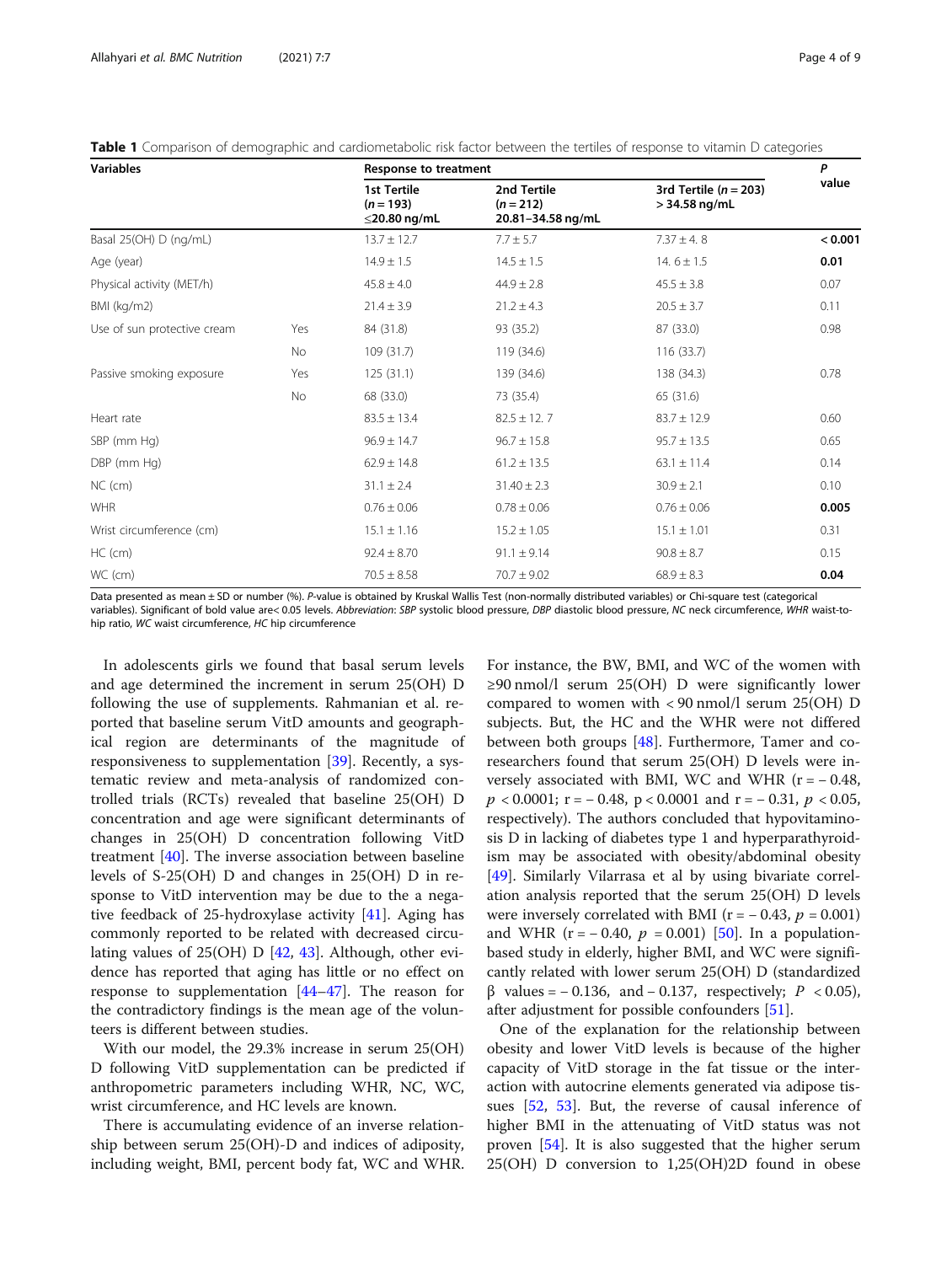**Table 1** Comparison of demographic and cardiometabolic risk factor between the tertiles of response to vitamin D categories

| Variables | | Response to treatment | | | *P* value |
|---|---|---|---|---|---|
| | | 1st Tertile (*n* = 193) ≤20.80 ng/mL | 2nd Tertile (*n* = 212) 20.81–34.58 ng/mL | 3rd Tertile (*n* = 203) > 34.58 ng/mL | |
| Basal 25(OH) D (ng/mL) | | 13.7 ± 12.7 | 7.7 ± 5.7 | 7.37 ± 4. 8 | **< 0.001** |
| Age (year) | | 14.9 ± 1.5 | 14.5 ± 1.5 | 14. 6 ± 1.5 | **0.01** |
| Physical activity (MET/h) | | 45.8 ± 4.0 | 44.9 ± 2.8 | 45.5 ± 3.8 | 0.07 |
| BMI (kg/m2) | | 21.4 ± 3.9 | 21.2 ± 4.3 | 20.5 ± 3.7 | 0.11 |
| Use of sun protective cream | Yes | 84 (31.8) | 93 (35.2) | 87 (33.0) | 0.98 |
| | No | 109 (31.7) | 119 (34.6) | 116 (33.7) | |
| Passive smoking exposure | Yes | 125 (31.1) | 139 (34.6) | 138 (34.3) | 0.78 |
| | No | 68 (33.0) | 73 (35.4) | 65 (31.6) | |
| Heart rate | | 83.5 ± 13.4 | 82.5 ± 12. 7 | 83.7 ± 12.9 | 0.60 |
| SBP (mm Hg) | | 96.9 ± 14.7 | 96.7 ± 15.8 | 95.7 ± 13.5 | 0.65 |
| DBP (mm Hg) | | 62.9 ± 14.8 | 61.2 ± 13.5 | 63.1 ± 11.4 | 0.14 |
| NC (cm) | | 31.1 ± 2.4 | 31.40 ± 2.3 | 30.9 ± 2.1 | 0.10 |
| WHR | | 0.76 ± 0.06 | 0.78 ± 0.06 | 0.76 ± 0.06 | **0.005** |
| Wrist circumference (cm) | | 15.1 ± 1.16 | 15.2 ± 1.05 | 15.1 ± 1.01 | 0.31 |
| HC (cm) | | 92.4 ± 8.70 | 91.1 ± 9.14 | 90.8 ± 8.7 | 0.15 |
| WC (cm) | | 70.5 ± 8.58 | 70.7 ± 9.02 | 68.9 ± 8.3 | **0.04** |

Data presented as mean ± SD or number (%). *P*-value is obtained by Kruskal Wallis Test (non-normally distributed variables) or Chi-square test (categorical variables). Significant of bold value are< 0.05 levels. *Abbreviation*: *SBP* systolic blood pressure, *DBP* diastolic blood pressure, *NC* neck circumference, *WHR* waist-to-hip ratio, *WC* waist circumference, *HC* hip circumference

In adolescents girls we found that basal serum levels and age determined the increment in serum 25(OH) D following the use of supplements. Rahmanian et al. reported that baseline serum VitD amounts and geographical region are determinants of the magnitude of responsiveness to supplementation [39]. Recently, a systematic review and meta-analysis of randomized controlled trials (RCTs) revealed that baseline 25(OH) D concentration and age were significant determinants of changes in 25(OH) D concentration following VitD treatment [40]. The inverse association between baseline levels of S-25(OH) D and changes in 25(OH) D in response to VitD intervention may be due to the a negative feedback of 25-hydroxylase activity [41]. Aging has commonly reported to be related with decreased circulating values of 25(OH) D [42, 43]. Although, other evidence has reported that aging has little or no effect on response to supplementation [44–47]. The reason for the contradictory findings is the mean age of the volunteers is different between studies.

With our model, the 29.3% increase in serum 25(OH) D following VitD supplementation can be predicted if anthropometric parameters including WHR, NC, WC, wrist circumference, and HC levels are known.

There is accumulating evidence of an inverse relationship between serum 25(OH)-D and indices of adiposity, including weight, BMI, percent body fat, WC and WHR. For instance, the BW, BMI, and WC of the women with ≥90 nmol/l serum 25(OH) D were significantly lower compared to women with < 90 nmol/l serum 25(OH) D subjects. But, the HC and the WHR were not differed between both groups [48]. Furthermore, Tamer and coresearchers found that serum 25(OH) D levels were inversely associated with BMI, WC and WHR ($r = -0.48$, $p < 0.0001$; $r = -0.48$, $p < 0.0001$ and $r = -0.31$, $p < 0.05$, respectively). The authors concluded that hypovitaminosis D in lacking of diabetes type 1 and hyperparathyroidism may be associated with obesity/abdominal obesity [49]. Similarly Vilarrasa et al by using bivariate correlation analysis reported that the serum 25(OH) D levels were inversely correlated with BMI ($r = -0.43$, $p = 0.001$) and WHR ($r = -0.40$, $p = 0.001$) [50]. In a population-based study in elderly, higher BMI, and WC were significantly related with lower serum 25(OH) D (standardized β values = − 0.136, and − 0.137, respectively; $P < 0.05$), after adjustment for possible confounders [51].

One of the explanation for the relationship between obesity and lower VitD levels is because of the higher capacity of VitD storage in the fat tissue or the interaction with autocrine elements generated via adipose tissues [52, 53]. But, the reverse of causal inference of higher BMI in the attenuating of VitD status was not proven [54]. It is also suggested that the higher serum 25(OH) D conversion to 1,25(OH)2D found in obese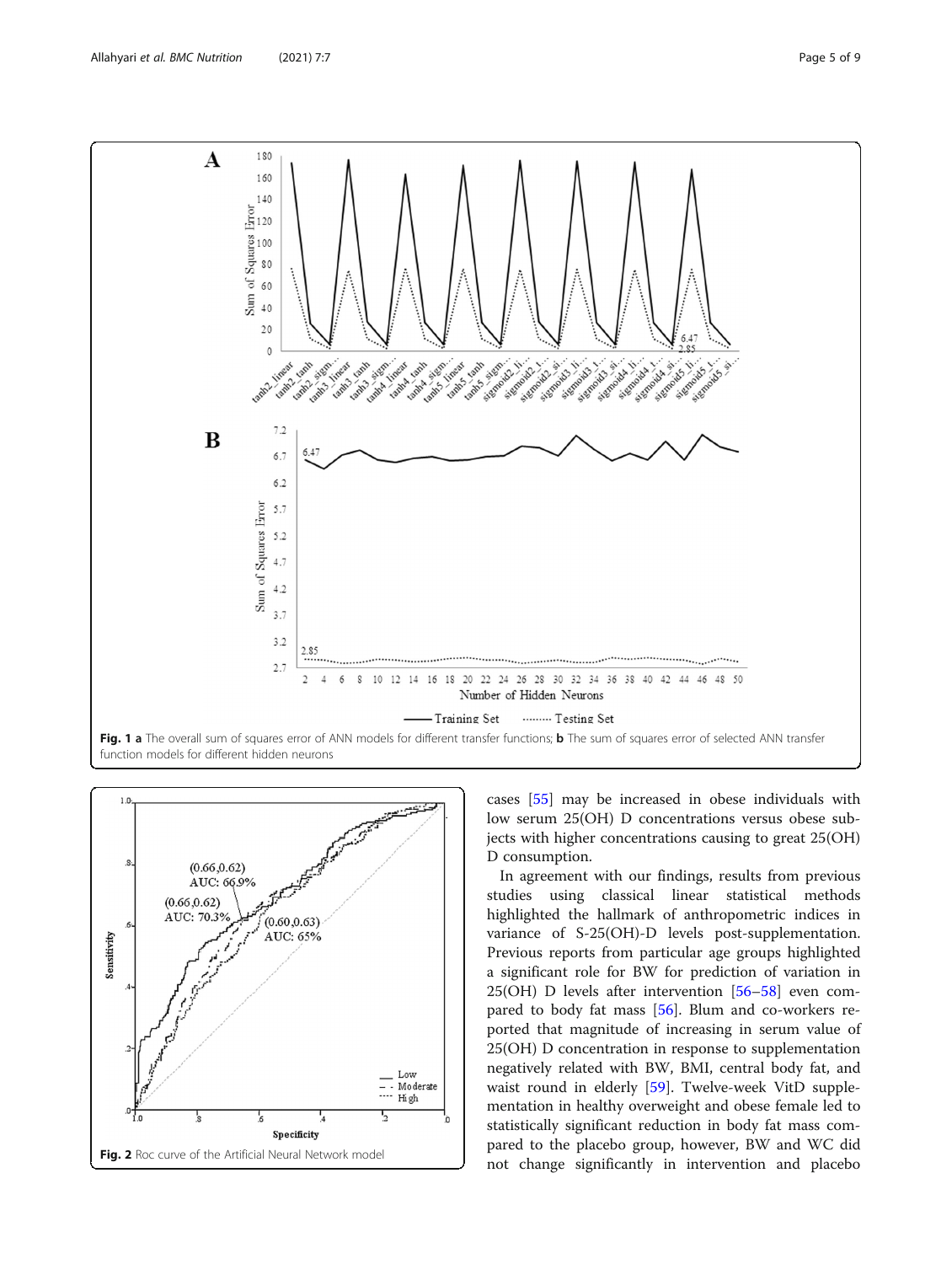**Fig. 1** **a** The overall sum of squares error of ANN models for different transfer functions; **b** The sum of squares error of selected ANN transfer function models for different hidden neurons

**Fig. 2** Roc curve of the Artificial Neural Network model

cases [55] may be increased in obese individuals with low serum 25(OH) D concentrations versus obese subjects with higher concentrations causing to great 25(OH) D consumption.

In agreement with our findings, results from previous studies using classical linear statistical methods highlighted the hallmark of anthropometric indices in variance of S-25(OH)-D levels post-supplementation. Previous reports from particular age groups highlighted a significant role for BW for prediction of variation in 25(OH) D levels after intervention [56–58] even compared to body fat mass [56]. Blum and co-workers reported that magnitude of increasing in serum value of 25(OH) D concentration in response to supplementation negatively related with BW, BMI, central body fat, and waist round in elderly [59]. Twelve-week VitD supplementation in healthy overweight and obese female led to statistically significant reduction in body fat mass compared to the placebo group, however, BW and WC did not change significantly in intervention and placebo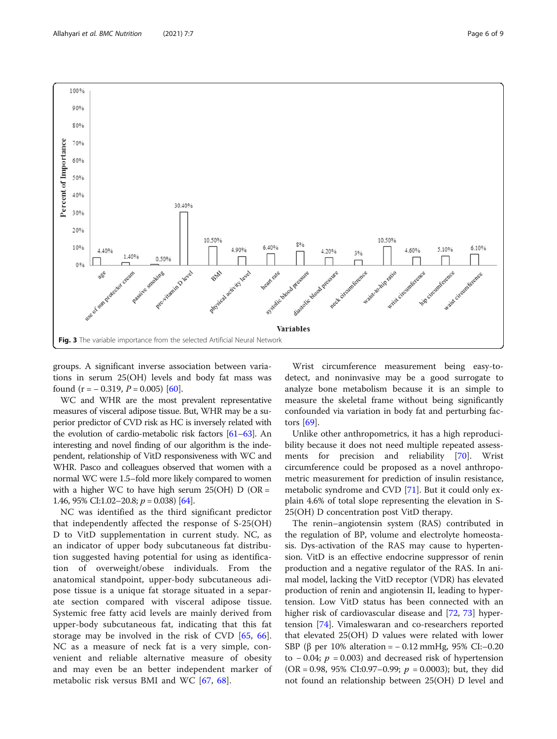Fig. 3 The variable importance from the selected Artificial Neural Network

groups. A significant inverse association between variations in serum 25(OH) levels and body fat mass was found (r = − 0.319, P = 0.005) [60].

WC and WHR are the most prevalent representative measures of visceral adipose tissue. But, WHR may be a superior predictor of CVD risk as HC is inversely related with the evolution of cardio-metabolic risk factors [61–63]. An interesting and novel finding of our algorithm is the independent, relationship of VitD responsiveness with WC and WHR. Pasco and colleagues observed that women with a normal WC were 1.5–fold more likely compared to women with a higher WC to have high serum 25(OH) D (OR = 1.46, 95% CI:1.02–20.8; p = 0.038) [64].

NC was identified as the third significant predictor that independently affected the response of S-25(OH) D to VitD supplementation in current study. NC, as an indicator of upper body subcutaneous fat distribution suggested having potential for using as identification of overweight/obese individuals. From the anatomical standpoint, upper-body subcutaneous adipose tissue is a unique fat storage situated in a separate section compared with visceral adipose tissue. Systemic free fatty acid levels are mainly derived from upper-body subcutaneous fat, indicating that this fat storage may be involved in the risk of CVD [65, 66]. NC as a measure of neck fat is a very simple, convenient and reliable alternative measure of obesity and may even be an better independent marker of metabolic risk versus BMI and WC [67, 68].

Wrist circumference measurement being easy-to-detect, and noninvasive may be a good surrogate to analyze bone metabolism because it is an simple to measure the skeletal frame without being significantly confounded via variation in body fat and perturbing factors [69].

Unlike other anthropometrics, it has a high reproducibility because it does not need multiple repeated assessments for precision and reliability [70]. Wrist circumference could be proposed as a novel anthropometric measurement for prediction of insulin resistance, metabolic syndrome and CVD [71]. But it could only explain 4.6% of total slope representing the elevation in S-25(OH) D concentration post VitD therapy.

The renin–angiotensin system (RAS) contributed in the regulation of BP, volume and electrolyte homeostasis. Dys-activation of the RAS may cause to hypertension. VitD is an effective endocrine suppressor of renin production and a negative regulator of the RAS. In animal model, lacking the VitD receptor (VDR) has elevated production of renin and angiotensin II, leading to hypertension. Low VitD status has been connected with an higher risk of cardiovascular disease and [72, 73] hypertension [74]. Vimaleswaran and co-researchers reported that elevated 25(OH) D values were related with lower SBP (β per 10% alteration = − 0.12 mmHg, 95% CI:−0.20 to − 0.04; p = 0.003) and decreased risk of hypertension (OR = 0.98, 95% CI:0.97–0.99; p = 0.0003); but, they did not found an relationship between 25(OH) D level and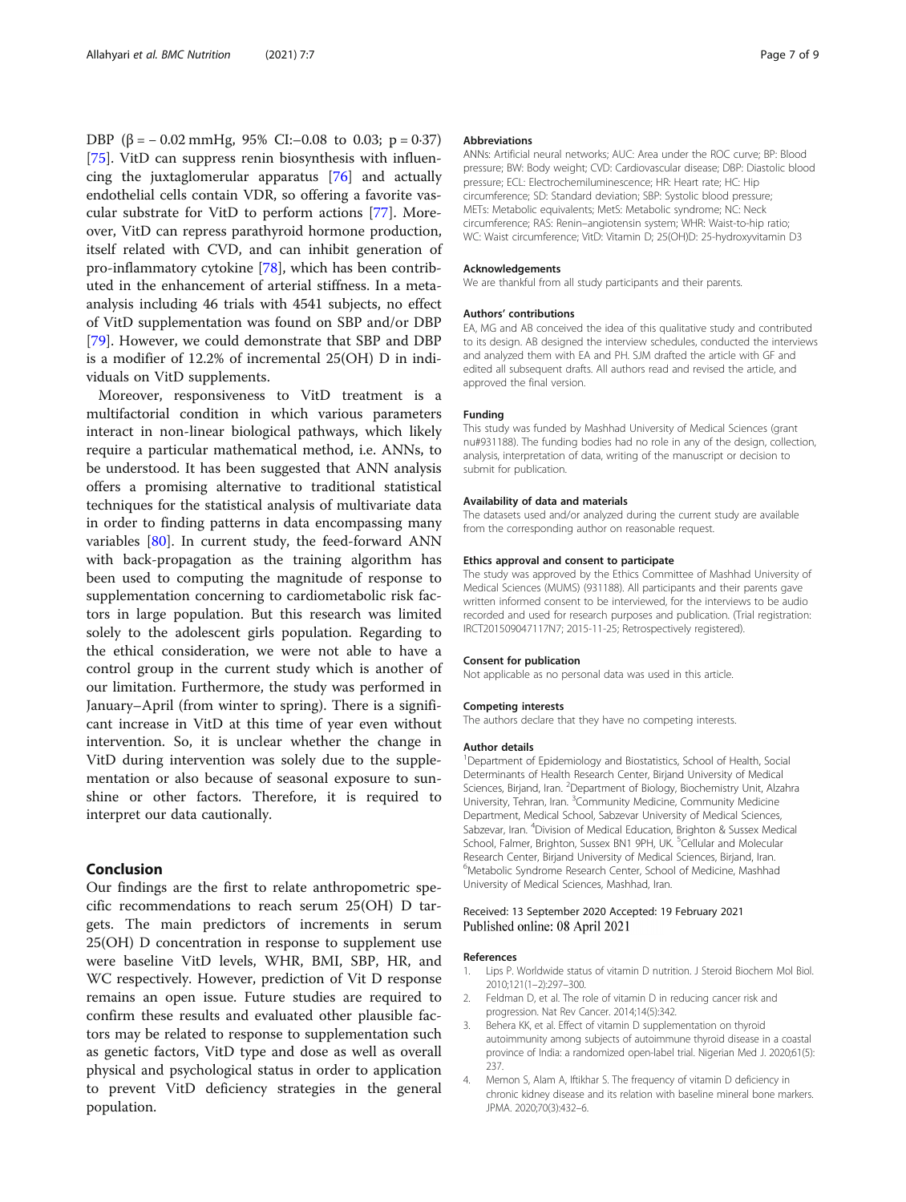DBP (β = – 0.02 mmHg, 95% CI:–0.08 to 0.03; p = 0·37) [75]. VitD can suppress renin biosynthesis with influencing the juxtaglomerular apparatus [76] and actually endothelial cells contain VDR, so offering a favorite vascular substrate for VitD to perform actions [77]. Moreover, VitD can repress parathyroid hormone production, itself related with CVD, and can inhibit generation of pro-inflammatory cytokine [78], which has been contributed in the enhancement of arterial stiffness. In a meta-analysis including 46 trials with 4541 subjects, no effect of VitD supplementation was found on SBP and/or DBP [79]. However, we could demonstrate that SBP and DBP is a modifier of 12.2% of incremental 25(OH) D in individuals on VitD supplements.

Moreover, responsiveness to VitD treatment is a multifactorial condition in which various parameters interact in non-linear biological pathways, which likely require a particular mathematical method, i.e. ANNs, to be understood. It has been suggested that ANN analysis offers a promising alternative to traditional statistical techniques for the statistical analysis of multivariate data in order to finding patterns in data encompassing many variables [80]. In current study, the feed-forward ANN with back-propagation as the training algorithm has been used to computing the magnitude of response to supplementation concerning to cardiometabolic risk factors in large population. But this research was limited solely to the adolescent girls population. Regarding to the ethical consideration, we were not able to have a control group in the current study which is another of our limitation. Furthermore, the study was performed in January–April (from winter to spring). There is a significant increase in VitD at this time of year even without intervention. So, it is unclear whether the change in VitD during intervention was solely due to the supplementation or also because of seasonal exposure to sunshine or other factors. Therefore, it is required to interpret our data cautionally.

## Conclusion

Our findings are the first to relate anthropometric specific recommendations to reach serum 25(OH) D targets. The main predictors of increments in serum 25(OH) D concentration in response to supplement use were baseline VitD levels, WHR, BMI, SBP, HR, and WC respectively. However, prediction of Vit D response remains an open issue. Future studies are required to confirm these results and evaluated other plausible factors may be related to response to supplementation such as genetic factors, VitD type and dose as well as overall physical and psychological status in order to application to prevent VitD deficiency strategies in the general population.

#### Abbreviations

ANNs: Artificial neural networks; AUC: Area under the ROC curve; BP: Blood pressure; BW: Body weight; CVD: Cardiovascular disease; DBP: Diastolic blood pressure; ECL: Electrochemiluminescence; HR: Heart rate; HC: Hip circumference; SD: Standard deviation; SBP: Systolic blood pressure; METs: Metabolic equivalents; MetS: Metabolic syndrome; NC: Neck circumference; RAS: Renin–angiotensin system; WHR: Waist-to-hip ratio; WC: Waist circumference; VitD: Vitamin D; 25(OH)D: 25-hydroxyvitamin D3

#### Acknowledgements

We are thankful from all study participants and their parents.

#### Authors' contributions

EA, MG and AB conceived the idea of this qualitative study and contributed to its design. AB designed the interview schedules, conducted the interviews and analyzed them with EA and PH. SJM drafted the article with GF and edited all subsequent drafts. All authors read and revised the article, and approved the final version.

#### Funding

This study was funded by Mashhad University of Medical Sciences (grant nu#931188). The funding bodies had no role in any of the design, collection, analysis, interpretation of data, writing of the manuscript or decision to submit for publication.

#### Availability of data and materials

The datasets used and/or analyzed during the current study are available from the corresponding author on reasonable request.

#### Ethics approval and consent to participate

The study was approved by the Ethics Committee of Mashhad University of Medical Sciences (MUMS) (931188). All participants and their parents gave written informed consent to be interviewed, for the interviews to be audio recorded and used for research purposes and publication. (Trial registration: IRCT201509047117N7; 2015-11-25; Retrospectively registered).

#### Consent for publication

Not applicable as no personal data was used in this article.

#### Competing interests

The authors declare that they have no competing interests.

#### Author details

[1]Department of Epidemiology and Biostatistics, School of Health, Social Determinants of Health Research Center, Birjand University of Medical Sciences, Birjand, Iran. [2]Department of Biology, Biochemistry Unit, Alzahra University, Tehran, Iran. [3]Community Medicine, Community Medicine Department, Medical School, Sabzevar University of Medical Sciences, Sabzevar, Iran. [4]Division of Medical Education, Brighton & Sussex Medical School, Falmer, Brighton, Sussex BN1 9PH, UK. [5]Cellular and Molecular Research Center, Birjand University of Medical Sciences, Birjand, Iran. [6]Metabolic Syndrome Research Center, School of Medicine, Mashhad University of Medical Sciences, Mashhad, Iran.

Received: 13 September 2020 Accepted: 19 February 2021
Published online: 08 April 2021

#### References

1. Lips P. Worldwide status of vitamin D nutrition. J Steroid Biochem Mol Biol. 2010;121(1–2):297–300.
2. Feldman D, et al. The role of vitamin D in reducing cancer risk and progression. Nat Rev Cancer. 2014;14(5):342.
3. Behera KK, et al. Effect of vitamin D supplementation on thyroid autoimmunity among subjects of autoimmune thyroid disease in a coastal province of India: a randomized open-label trial. Nigerian Med J. 2020;61(5): 237.
4. Memon S, Alam A, Iftikhar S. The frequency of vitamin D deficiency in chronic kidney disease and its relation with baseline mineral bone markers. JPMA. 2020;70(3):432–6.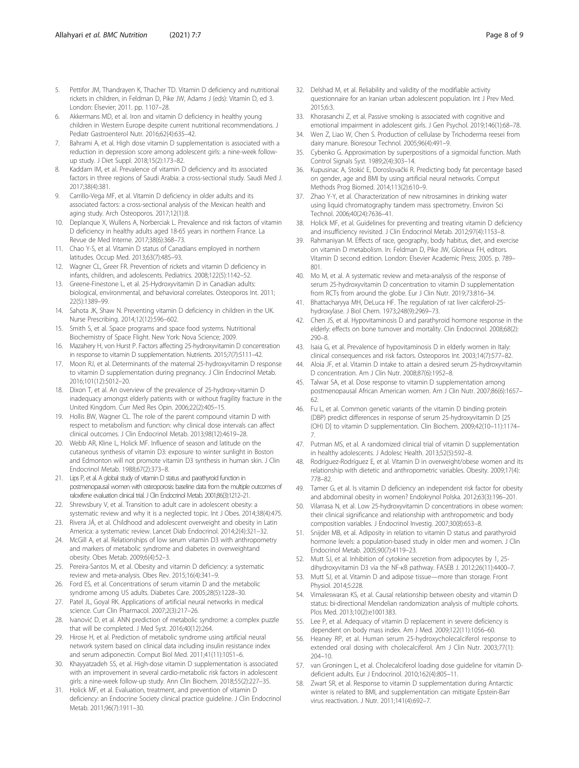5. Pettifor JM, Thandrayen K, Thacher TD. Vitamin D deficiency and nutritional rickets in children, in Feldman D, Pike JW, Adams J (eds): Vitamin D, ed 3. London: Elsevier; 2011. pp. 1107–28.
6. Akkermans MD, et al. Iron and vitamin D deficiency in healthy young children in Western Europe despite current nutritional recommendations. J Pediatr Gastroenterol Nutr. 2016;62(4):635–42.
7. Bahrami A, et al. High dose vitamin D supplementation is associated with a reduction in depression score among adolescent girls: a nine-week follow-up study. J Diet Suppl. 2018;15(2):173–82.
8. Kaddam IM, et al. Prevalence of vitamin D deficiency and its associated factors in three regions of Saudi Arabia: a cross-sectional study. Saudi Med J. 2017;38(4):381.
9. Carrillo-Vega MF, et al. Vitamin D deficiency in older adults and its associated factors: a cross-sectional analysis of the Mexican health and aging study. Arch Osteoporos. 2017;12(1):8.
10. Deplanque X, Wullens A, Norberciak L. Prevalence and risk factors of vitamin D deficiency in healthy adults aged 18-65 years in northern France. La Revue de Med Interne. 2017;38(6):368–73.
11. Chao Y-S, et al. Vitamin D status of Canadians employed in northern latitudes. Occup Med. 2013;63(7):485–93.
12. Wagner CL, Greer FR. Prevention of rickets and vitamin D deficiency in infants, children, and adolescents. Pediatrics. 2008;122(5):1142–52.
13. Greene-Finestone L, et al. 25-Hydroxyvitamin D in Canadian adults: biological, environmental, and behavioral correlates. Osteoporos Int. 2011; 22(5):1389–99.
14. Sahota JK, Shaw N. Preventing vitamin D deficiency in children in the UK. Nurse Prescribing. 2014;12(12):596–602.
15. Smith S, et al. Space programs and space food systems. Nutritional Biochemistry of Space Flight. New York: Nova Science; 2009.
16. Mazahery H, von Hurst P. Factors affecting 25-hydroxyvitamin D concentration in response to vitamin D supplementation. Nutrients. 2015;7(7):5111–42.
17. Moon RJ, et al. Determinants of the maternal 25-hydroxyvitamin D response to vitamin D supplementation during pregnancy. J Clin Endocrinol Metab. 2016;101(12):5012–20.
18. Dixon T, et al. An overview of the prevalence of 25-hydroxy-vitamin D inadequacy amongst elderly patients with or without fragility fracture in the United Kingdom. Curr Med Res Opin. 2006;22(2):405–15.
19. Hollis BW, Wagner CL. The role of the parent compound vitamin D with respect to metabolism and function: why clinical dose intervals can affect clinical outcomes. J Clin Endocrinol Metab. 2013;98(12):4619–28.
20. Webb AR, Kline L, Holick MF. Influence of season and latitude on the cutaneous synthesis of vitamin D3: exposure to winter sunlight in Boston and Edmonton will not promote vitamin D3 synthesis in human skin. J Clin Endocrinol Metab. 1988;67(2):373–8.
21. Lips P, et al. A global study of vitamin D status and parathyroid function in postmenopausal women with osteoporosis: baseline data from the multiple outcomes of raloxifene evaluation clinical trial. J Clin Endocrinol Metab. 2001;86(3):1212–21.
22. Shrewsbury V, et al. Transition to adult care in adolescent obesity: a systematic review and why it is a neglected topic. Int J Obes. 2014;38(4):475.
23. Rivera JÁ, et al. Childhood and adolescent overweight and obesity in Latin America: a systematic review. Lancet Diab Endocrinol. 2014;2(4):321–32.
24. McGill A, et al. Relationships of low serum vitamin D3 with anthropometry and markers of metabolic syndrome and diabetes in overweightand obesity. Obes Metab. 2009;6(4):52–3.
25. Pereira-Santos M, et al. Obesity and vitamin D deficiency: a systematic review and meta-analysis. Obes Rev. 2015;16(4):341–9.
26. Ford ES, et al. Concentrations of serum vitamin D and the metabolic syndrome among US adults. Diabetes Care. 2005;28(5):1228–30.
27. Patel JL, Goyal RK. Applications of artificial neural networks in medical science. Curr Clin Pharmacol. 2007;2(3):217–26.
28. Ivanović D, et al. ANN prediction of metabolic syndrome: a complex puzzle that will be completed. J Med Syst. 2016;40(12):264.
29. Hirose H, et al. Prediction of metabolic syndrome using artificial neural network system based on clinical data including insulin resistance index and serum adiponectin. Comput Biol Med. 2011;41(11):1051–6.
30. Khayyatzadeh SS, et al. High-dose vitamin D supplementation is associated with an improvement in several cardio-metabolic risk factors in adolescent girls: a nine-week follow-up study. Ann Clin Biochem. 2018;55(2):227–35.
31. Holick MF, et al. Evaluation, treatment, and prevention of vitamin D deficiency: an Endocrine Society clinical practice guideline. J Clin Endocrinol Metab. 2011;96(7):1911–30.
32. Delshad M, et al. Reliability and validity of the modifiable activity questionnaire for an Iranian urban adolescent population. Int J Prev Med. 2015;6:3.
33. Khorasanchi Z, et al. Passive smoking is associated with cognitive and emotional impairment in adolescent girls. J Gen Psychol. 2019;146(1):68–78.
34. Wen Z, Liao W, Chen S. Production of cellulase by Trichoderma reesei from dairy manure. Bioresour Technol. 2005;96(4):491–9.
35. Cybenko G. Approximation by superpositions of a sigmoidal function. Math Control Signals Syst. 1989;2(4):303–14.
36. Kupusinac A, Stokić E, Doroslovački R. Predicting body fat percentage based on gender, age and BMI by using artificial neural networks. Comput Methods Prog Biomed. 2014;113(2):610–9.
37. Zhao Y-Y, et al. Characterization of new nitrosamines in drinking water using liquid chromatography tandem mass spectrometry. Environ Sci Technol. 2006;40(24):7636–41.
38. Holick MF, et al. Guidelines for preventing and treating vitamin D deficiency and insufficiency revisited. J Clin Endocrinol Metab. 2012;97(4):1153–8.
39. Rahmaniyan M. Effects of race, geography, body habitus, diet, and exercise on vitamin D metabolism. In: Feldman D, Pike JW, Glorieux FH, editors. Vitamin D second edition. London: Elsevier Academic Press; 2005. p. 789–801.
40. Mo M, et al. A systematic review and meta-analysis of the response of serum 25-hydroxyvitamin D concentration to vitamin D supplementation from RCTs from around the globe. Eur J Clin Nutr. 2019;73:816–34.
41. Bhattacharyya MH, DeLuca HF. The regulation of rat liver calciferol-25-hydroxylase. J Biol Chem. 1973;248(9):2969–73.
42. Chen JS, et al. Hypovitaminosis D and parathyroid hormone response in the elderly: effects on bone turnover and mortality. Clin Endocrinol. 2008;68(2): 290–8.
43. Isaia G, et al. Prevalence of hypovitaminosis D in elderly women in Italy: clinical consequences and risk factors. Osteoporos Int. 2003;14(7):577–82.
44. Aloia JF, et al. Vitamin D intake to attain a desired serum 25-hydroxyvitamin D concentration. Am J Clin Nutr. 2008;87(6):1952–8.
45. Talwar SA, et al. Dose response to vitamin D supplementation among postmenopausal African American women. Am J Clin Nutr. 2007;86(6):1657–62.
46. Fu L, et al. Common genetic variants of the vitamin D binding protein (DBP) predict differences in response of serum 25-hydroxyvitamin D [25 (OH) D] to vitamin D supplementation. Clin Biochem. 2009;42(10–11):1174–7.
47. Putman MS, et al. A randomized clinical trial of vitamin D supplementation in healthy adolescents. J Adolesc Health. 2013;52(5):592–8.
48. Rodríguez-Rodríguez E, et al. Vitamin D in overweight/obese women and its relationship with dietetic and anthropometric variables. Obesity. 2009;17(4): 778–82.
49. Tamer G, et al. Is vitamin D deficiency an independent risk factor for obesity and abdominal obesity in women? Endokrynol Polska. 2012;63(3):196–201.
50. Vilarrasa N, et al. Low 25-hydroxyvitamin D concentrations in obese women: their clinical significance and relationship with anthropometric and body composition variables. J Endocrinol Investig. 2007;30(8):653–8.
51. Snijder MB, et al. Adiposity in relation to vitamin D status and parathyroid hormone levels: a population-based study in older men and women. J Clin Endocrinol Metab. 2005;90(7):4119–23.
52. Mutt SJ, et al. Inhibition of cytokine secretion from adipocytes by 1, 25-dihydroxyvitamin D3 via the NF-κB pathway. FASEB J. 2012;26(11):4400–7.
53. Mutt SJ, et al. Vitamin D and adipose tissue—more than storage. Front Physiol. 2014;5:228.
54. Vimaleswaran KS, et al. Causal relationship between obesity and vitamin D status: bi-directional Mendelian randomization analysis of multiple cohorts. Plos Med. 2013;10(2):e1001383.
55. Lee P, et al. Adequacy of vitamin D replacement in severe deficiency is dependent on body mass index. Am J Med. 2009;122(11):1056–60.
56. Heaney RP, et al. Human serum 25-hydroxycholecalciferol response to extended oral dosing with cholecalciferol. Am J Clin Nutr. 2003;77(1): 204–10.
57. van Groningen L, et al. Cholecalciferol loading dose guideline for vitamin D-deficient adults. Eur J Endocrinol. 2010;162(4):805–11.
58. Zwart SR, et al. Response to vitamin D supplementation during Antarctic winter is related to BMI, and supplementation can mitigate Epstein-Barr virus reactivation. J Nutr. 2011;141(4):692–7.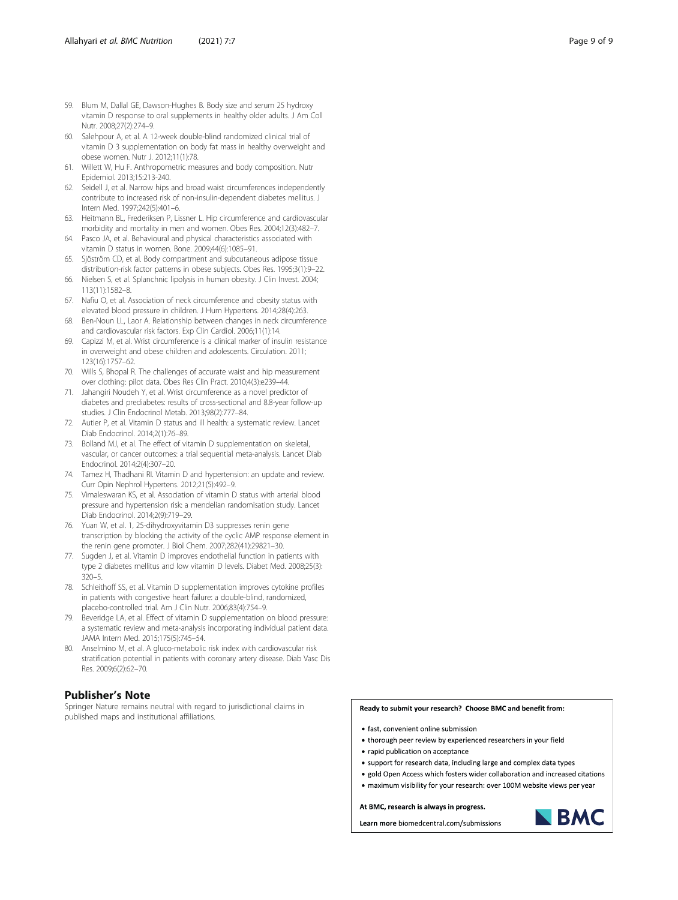59. Blum M, Dallal GE, Dawson-Hughes B. Body size and serum 25 hydroxy vitamin D response to oral supplements in healthy older adults. J Am Coll Nutr. 2008;27(2):274–9.
60. Salehpour A, et al. A 12-week double-blind randomized clinical trial of vitamin D 3 supplementation on body fat mass in healthy overweight and obese women. Nutr J. 2012;11(1):78.
61. Willett W, Hu F. Anthropometric measures and body composition. Nutr Epidemiol. 2013;15:213-240.
62. Seidell J, et al. Narrow hips and broad waist circumferences independently contribute to increased risk of non-insulin-dependent diabetes mellitus. J Intern Med. 1997;242(5):401–6.
63. Heitmann BL, Frederiksen P, Lissner L. Hip circumference and cardiovascular morbidity and mortality in men and women. Obes Res. 2004;12(3):482–7.
64. Pasco JA, et al. Behavioural and physical characteristics associated with vitamin D status in women. Bone. 2009;44(6):1085–91.
65. Sjöström CD, et al. Body compartment and subcutaneous adipose tissue distribution-risk factor patterns in obese subjects. Obes Res. 1995;3(1):9–22.
66. Nielsen S, et al. Splanchnic lipolysis in human obesity. J Clin Invest. 2004;113(11):1582–8.
67. Nafiu O, et al. Association of neck circumference and obesity status with elevated blood pressure in children. J Hum Hypertens. 2014;28(4):263.
68. Ben-Noun LL, Laor A. Relationship between changes in neck circumference and cardiovascular risk factors. Exp Clin Cardiol. 2006;11(1):14.
69. Capizzi M, et al. Wrist circumference is a clinical marker of insulin resistance in overweight and obese children and adolescents. Circulation. 2011;123(16):1757–62.
70. Wills S, Bhopal R. The challenges of accurate waist and hip measurement over clothing: pilot data. Obes Res Clin Pract. 2010;4(3):e239–44.
71. Jahangiri Noudeh Y, et al. Wrist circumference as a novel predictor of diabetes and prediabetes: results of cross-sectional and 8.8-year follow-up studies. J Clin Endocrinol Metab. 2013;98(2):777–84.
72. Autier P, et al. Vitamin D status and ill health: a systematic review. Lancet Diab Endocrinol. 2014;2(1):76–89.
73. Bolland MJ, et al. The effect of vitamin D supplementation on skeletal, vascular, or cancer outcomes: a trial sequential meta-analysis. Lancet Diab Endocrinol. 2014;2(4):307–20.
74. Tamez H, Thadhani RI. Vitamin D and hypertension: an update and review. Curr Opin Nephrol Hypertens. 2012;21(5):492–9.
75. Vimaleswaran KS, et al. Association of vitamin D status with arterial blood pressure and hypertension risk: a mendelian randomisation study. Lancet Diab Endocrinol. 2014;2(9):719–29.
76. Yuan W, et al. 1, 25-dihydroxyvitamin D3 suppresses renin gene transcription by blocking the activity of the cyclic AMP response element in the renin gene promoter. J Biol Chem. 2007;282(41):29821–30.
77. Sugden J, et al. Vitamin D improves endothelial function in patients with type 2 diabetes mellitus and low vitamin D levels. Diabet Med. 2008;25(3):320–5.
78. Schleithoff SS, et al. Vitamin D supplementation improves cytokine profiles in patients with congestive heart failure: a double-blind, randomized, placebo-controlled trial. Am J Clin Nutr. 2006;83(4):754–9.
79. Beveridge LA, et al. Effect of vitamin D supplementation on blood pressure: a systematic review and meta-analysis incorporating individual patient data. JAMA Intern Med. 2015;175(5):745–54.
80. Anselmino M, et al. A gluco-metabolic risk index with cardiovascular risk stratification potential in patients with coronary artery disease. Diab Vasc Dis Res. 2009;6(2):62–70.

## Publisher's Note

Springer Nature remains neutral with regard to jurisdictional claims in published maps and institutional affiliations.

**Ready to submit your research? Choose BMC and benefit from:**

- fast, convenient online submission
- thorough peer review by experienced researchers in your field
- rapid publication on acceptance
- support for research data, including large and complex data types
- gold Open Access which fosters wider collaboration and increased citations
- maximum visibility for your research: over 100M website views per year

**At BMC, research is always in progress.**

**Learn more** biomedcentral.com/submissions

BMC